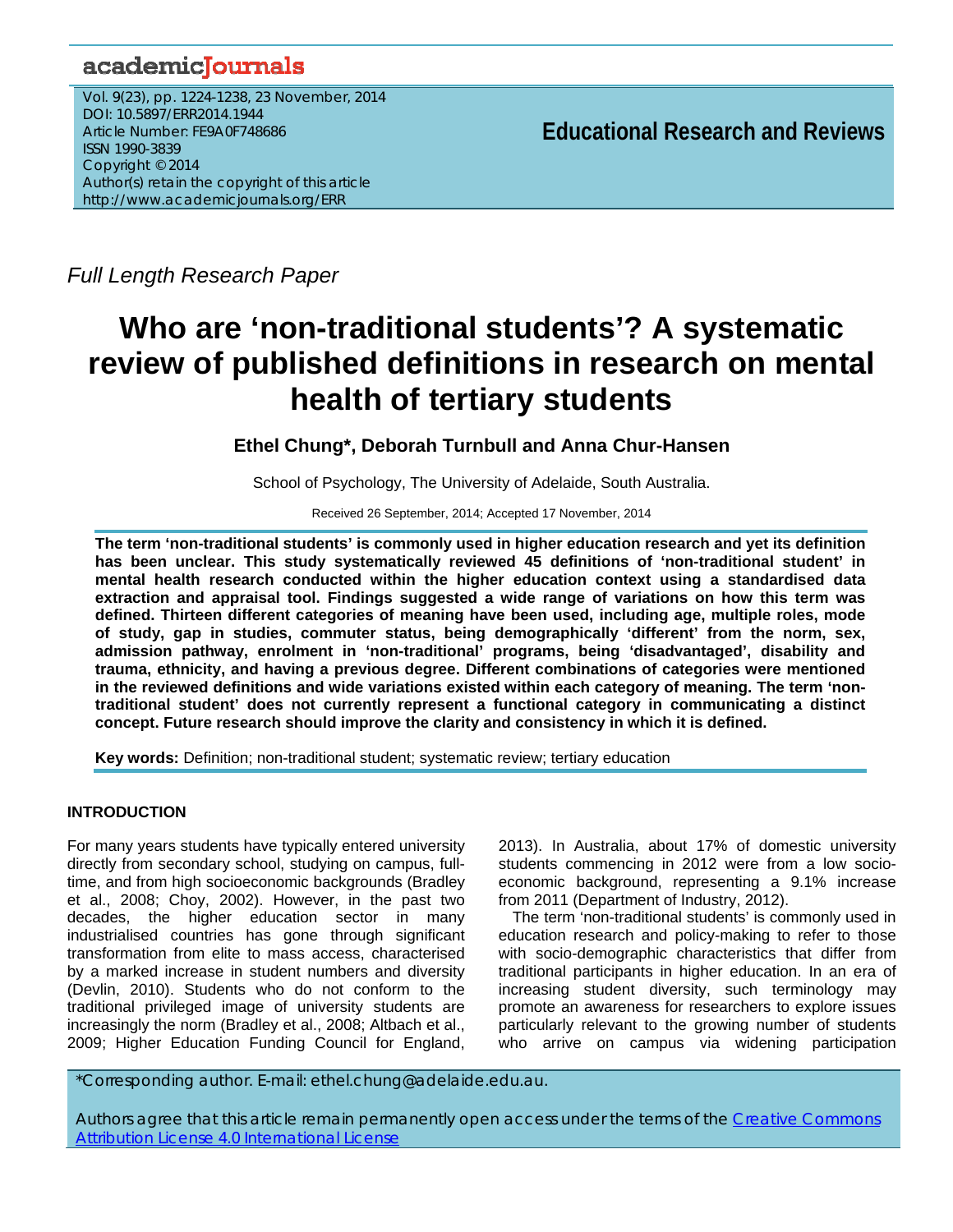academicJournals

Vol. 9(23), pp. 1224-1238, 23 November, 2014
DOI: 10.5897/ERR2014.1944
Article Number: FE9A0F748686
ISSN 1990-3839
Copyright © 2014
Author(s) retain the copyright of this article
http://www.academicjournals.org/ERR

**Educational Research and Reviews**

*Full Length Research Paper*

# Who are 'non-traditional students'? A systematic review of published definitions in research on mental health of tertiary students

**Ethel Chung\*, Deborah Turnbull and Anna Chur-Hansen**

School of Psychology, The University of Adelaide, South Australia.

Received 26 September, 2014; Accepted 17 November, 2014

**The term 'non-traditional students' is commonly used in higher education research and yet its definition has been unclear. This study systematically reviewed 45 definitions of 'non-traditional student' in mental health research conducted within the higher education context using a standardised data extraction and appraisal tool. Findings suggested a wide range of variations on how this term was defined. Thirteen different categories of meaning have been used, including age, multiple roles, mode of study, gap in studies, commuter status, being demographically 'different' from the norm, sex, admission pathway, enrolment in 'non-traditional' programs, being 'disadvantaged', disability and trauma, ethnicity, and having a previous degree. Different combinations of categories were mentioned in the reviewed definitions and wide variations existed within each category of meaning. The term 'non-traditional student' does not currently represent a functional category in communicating a distinct concept. Future research should improve the clarity and consistency in which it is defined.**

**Key words:** Definition; non-traditional student; systematic review; tertiary education

## INTRODUCTION

For many years students have typically entered university directly from secondary school, studying on campus, full-time, and from high socioeconomic backgrounds (Bradley et al., 2008; Choy, 2002). However, in the past two decades, the higher education sector in many industrialised countries has gone through significant transformation from elite to mass access, characterised by a marked increase in student numbers and diversity (Devlin, 2010). Students who do not conform to the traditional privileged image of university students are increasingly the norm (Bradley et al., 2008; Altbach et al., 2009; Higher Education Funding Council for England, 2013). In Australia, about 17% of domestic university students commencing in 2012 were from a low socio-economic background, representing a 9.1% increase from 2011 (Department of Industry, 2012).

The term 'non-traditional students' is commonly used in education research and policy-making to refer to those with socio-demographic characteristics that differ from traditional participants in higher education. In an era of increasing student diversity, such terminology may promote an awareness for researchers to explore issues particularly relevant to the growing number of students who arrive on campus via widening participation

\*Corresponding author. E-mail: ethel.chung@adelaide.edu.au.

Authors agree that this article remain permanently open access under the terms of the Creative Commons Attribution License 4.0 International License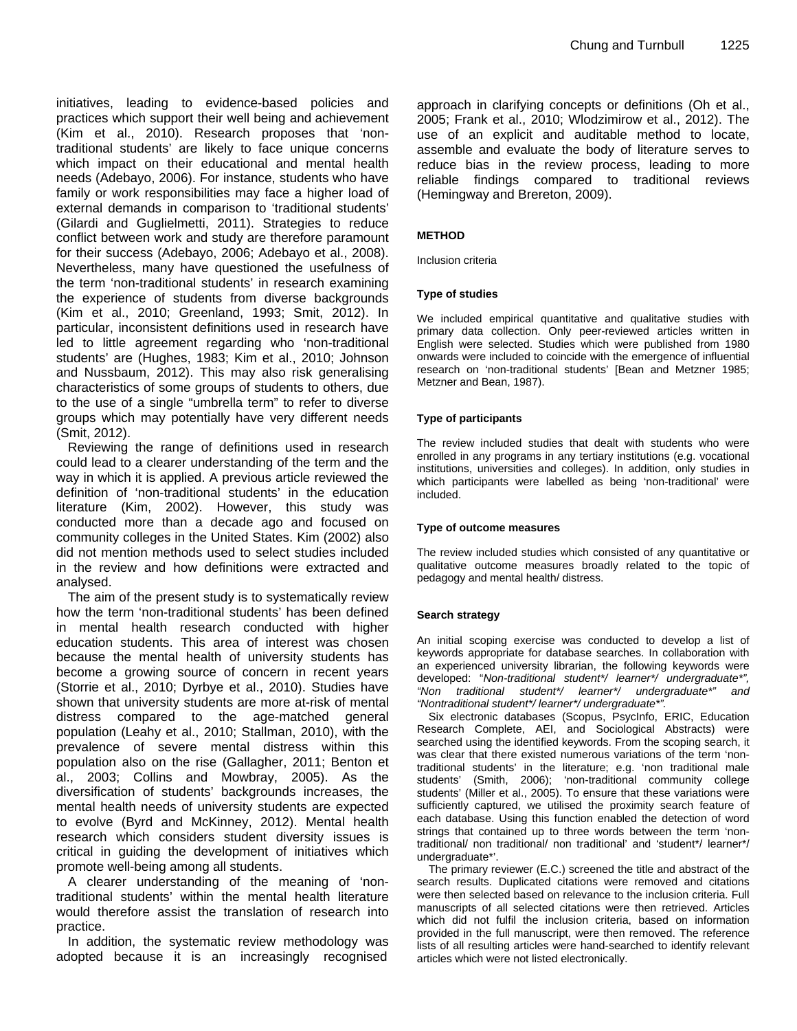initiatives, leading to evidence-based policies and practices which support their well being and achievement (Kim et al., 2010). Research proposes that 'non-traditional students' are likely to face unique concerns which impact on their educational and mental health needs (Adebayo, 2006). For instance, students who have family or work responsibilities may face a higher load of external demands in comparison to 'traditional students' (Gilardi and Guglielmetti, 2011). Strategies to reduce conflict between work and study are therefore paramount for their success (Adebayo, 2006; Adebayo et al., 2008). Nevertheless, many have questioned the usefulness of the term 'non-traditional students' in research examining the experience of students from diverse backgrounds (Kim et al., 2010; Greenland, 1993; Smit, 2012). In particular, inconsistent definitions used in research have led to little agreement regarding who 'non-traditional students' are (Hughes, 1983; Kim et al., 2010; Johnson and Nussbaum, 2012). This may also risk generalising characteristics of some groups of students to others, due to the use of a single "umbrella term" to refer to diverse groups which may potentially have very different needs (Smit, 2012).

Reviewing the range of definitions used in research could lead to a clearer understanding of the term and the way in which it is applied. A previous article reviewed the definition of 'non-traditional students' in the education literature (Kim, 2002). However, this study was conducted more than a decade ago and focused on community colleges in the United States. Kim (2002) also did not mention methods used to select studies included in the review and how definitions were extracted and analysed.

The aim of the present study is to systematically review how the term 'non-traditional students' has been defined in mental health research conducted with higher education students. This area of interest was chosen because the mental health of university students has become a growing source of concern in recent years (Storrie et al., 2010; Dyrbye et al., 2010). Studies have shown that university students are more at-risk of mental distress compared to the age-matched general population (Leahy et al., 2010; Stallman, 2010), with the prevalence of severe mental distress within this population also on the rise (Gallagher, 2011; Benton et al., 2003; Collins and Mowbray, 2005). As the diversification of students' backgrounds increases, the mental health needs of university students are expected to evolve (Byrd and McKinney, 2012). Mental health research which considers student diversity issues is critical in guiding the development of initiatives which promote well-being among all students.

A clearer understanding of the meaning of 'non-traditional students' within the mental health literature would therefore assist the translation of research into practice.

In addition, the systematic review methodology was adopted because it is an increasingly recognised approach in clarifying concepts or definitions (Oh et al., 2005; Frank et al., 2010; Wlodzimirow et al., 2012). The use of an explicit and auditable method to locate, assemble and evaluate the body of literature serves to reduce bias in the review process, leading to more reliable findings compared to traditional reviews (Hemingway and Brereton, 2009).

## METHOD

Inclusion criteria

### Type of studies

We included empirical quantitative and qualitative studies with primary data collection. Only peer-reviewed articles written in English were selected. Studies which were published from 1980 onwards were included to coincide with the emergence of influential research on 'non-traditional students' [Bean and Metzner 1985; Metzner and Bean, 1987).

### Type of participants

The review included studies that dealt with students who were enrolled in any programs in any tertiary institutions (e.g. vocational institutions, universities and colleges). In addition, only studies in which participants were labelled as being 'non-traditional' were included.

### Type of outcome measures

The review included studies which consisted of any quantitative or qualitative outcome measures broadly related to the topic of pedagogy and mental health/ distress.

### Search strategy

An initial scoping exercise was conducted to develop a list of keywords appropriate for database searches. In collaboration with an experienced university librarian, the following keywords were developed: *"Non-traditional student*/ learner*/ undergraduate*", "Non traditional student*/ learner*/ undergraduate*" and "Nontraditional student*/ learner*/ undergraduate*"*.

Six electronic databases (Scopus, PsycInfo, ERIC, Education Research Complete, AEI, and Sociological Abstracts) were searched using the identified keywords. From the scoping search, it was clear that there existed numerous variations of the term 'non-traditional students' in the literature; e.g. 'non traditional male students' (Smith, 2006); 'non-traditional community college students' (Miller et al., 2005). To ensure that these variations were sufficiently captured, we utilised the proximity search feature of each database. Using this function enabled the detection of word strings that contained up to three words between the term 'non-traditional/ non traditional/ non traditional' and 'student*/ learner*/ undergraduate*'.

The primary reviewer (E.C.) screened the title and abstract of the search results. Duplicated citations were removed and citations were then selected based on relevance to the inclusion criteria. Full manuscripts of all selected citations were then retrieved. Articles which did not fulfil the inclusion criteria, based on information provided in the full manuscript, were then removed. The reference lists of all resulting articles were hand-searched to identify relevant articles which were not listed electronically.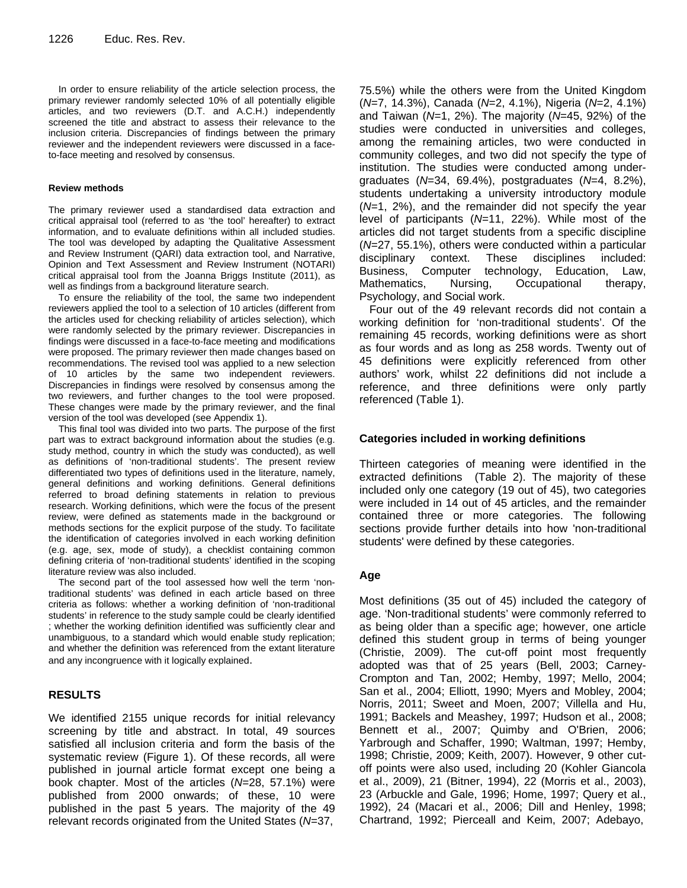In order to ensure reliability of the article selection process, the primary reviewer randomly selected 10% of all potentially eligible articles, and two reviewers (D.T. and A.C.H.) independently screened the title and abstract to assess their relevance to the inclusion criteria. Discrepancies of findings between the primary reviewer and the independent reviewers were discussed in a face-to-face meeting and resolved by consensus.

#### Review methods

The primary reviewer used a standardised data extraction and critical appraisal tool (referred to as 'the tool' hereafter) to extract information, and to evaluate definitions within all included studies. The tool was developed by adapting the Qualitative Assessment and Review Instrument (QARI) data extraction tool, and Narrative, Opinion and Text Assessment and Review Instrument (NOTARI) critical appraisal tool from the Joanna Briggs Institute (2011), as well as findings from a background literature search.

To ensure the reliability of the tool, the same two independent reviewers applied the tool to a selection of 10 articles (different from the articles used for checking reliability of articles selection), which were randomly selected by the primary reviewer. Discrepancies in findings were discussed in a face-to-face meeting and modifications were proposed. The primary reviewer then made changes based on recommendations. The revised tool was applied to a new selection of 10 articles by the same two independent reviewers. Discrepancies in findings were resolved by consensus among the two reviewers, and further changes to the tool were proposed. These changes were made by the primary reviewer, and the final version of the tool was developed (see Appendix 1).

This final tool was divided into two parts. The purpose of the first part was to extract background information about the studies (e.g. study method, country in which the study was conducted), as well as definitions of 'non-traditional students'. The present review differentiated two types of definitions used in the literature, namely, general definitions and working definitions. General definitions referred to broad defining statements in relation to previous research. Working definitions, which were the focus of the present review, were defined as statements made in the background or methods sections for the explicit purpose of the study. To facilitate the identification of categories involved in each working definition (e.g. age, sex, mode of study), a checklist containing common defining criteria of 'non-traditional students' identified in the scoping literature review was also included.

The second part of the tool assessed how well the term 'non-traditional students' was defined in each article based on three criteria as follows: whether a working definition of 'non-traditional students' in reference to the study sample could be clearly identified ; whether the working definition identified was sufficiently clear and unambiguous, to a standard which would enable study replication; and whether the definition was referenced from the extant literature and any incongruence with it logically explained.

## RESULTS

We identified 2155 unique records for initial relevancy screening by title and abstract. In total, 49 sources satisfied all inclusion criteria and form the basis of the systematic review (Figure 1). Of these records, all were published in journal article format except one being a book chapter. Most of the articles (*N*=28, 57.1%) were published from 2000 onwards; of these, 10 were published in the past 5 years. The majority of the 49 relevant records originated from the United States (*N*=37, 75.5%) while the others were from the United Kingdom (*N*=7, 14.3%), Canada (*N*=2, 4.1%), Nigeria (*N*=2, 4.1%) and Taiwan (*N*=1, 2%). The majority (*N*=45, 92%) of the studies were conducted in universities and colleges, among the remaining articles, two were conducted in community colleges, and two did not specify the type of institution. The studies were conducted among under-graduates (*N*=34, 69.4%), postgraduates (*N*=4, 8.2%), students undertaking a university introductory module (*N*=1, 2%), and the remainder did not specify the year level of participants (*N*=11, 22%). While most of the articles did not target students from a specific discipline (*N*=27, 55.1%), others were conducted within a particular disciplinary context. These disciplines included: Business, Computer technology, Education, Law, Mathematics, Nursing, Occupational therapy, Psychology, and Social work.

Four out of the 49 relevant records did not contain a working definition for 'non-traditional students'. Of the remaining 45 records, working definitions were as short as four words and as long as 258 words. Twenty out of 45 definitions were explicitly referenced from other authors' work, whilst 22 definitions did not include a reference, and three definitions were only partly referenced (Table 1).

### Categories included in working definitions

Thirteen categories of meaning were identified in the extracted definitions (Table 2). The majority of these included only one category (19 out of 45), two categories were included in 14 out of 45 articles, and the remainder contained three or more categories. The following sections provide further details into how 'non-traditional students' were defined by these categories.

### Age

Most definitions (35 out of 45) included the category of age. 'Non-traditional students' were commonly referred to as being older than a specific age; however, one article defined this student group in terms of being younger (Christie, 2009). The cut-off point most frequently adopted was that of 25 years (Bell, 2003; Carney-Crompton and Tan, 2002; Hemby, 1997; Mello, 2004; San et al., 2004; Elliott, 1990; Myers and Mobley, 2004; Norris, 2011; Sweet and Moen, 2007; Villella and Hu, 1991; Backels and Meashey, 1997; Hudson et al., 2008; Bennett et al., 2007; Quimby and O'Brien, 2006; Yarbrough and Schaffer, 1990; Waltman, 1997; Hemby, 1998; Christie, 2009; Keith, 2007). However, 9 other cut-off points were also used, including 20 (Kohler Giancola et al., 2009), 21 (Bitner, 1994), 22 (Morris et al., 2003), 23 (Arbuckle and Gale, 1996; Home, 1997; Query et al., 1992), 24 (Macari et al., 2006; Dill and Henley, 1998; Chartrand, 1992; Pierceall and Keim, 2007; Adebayo,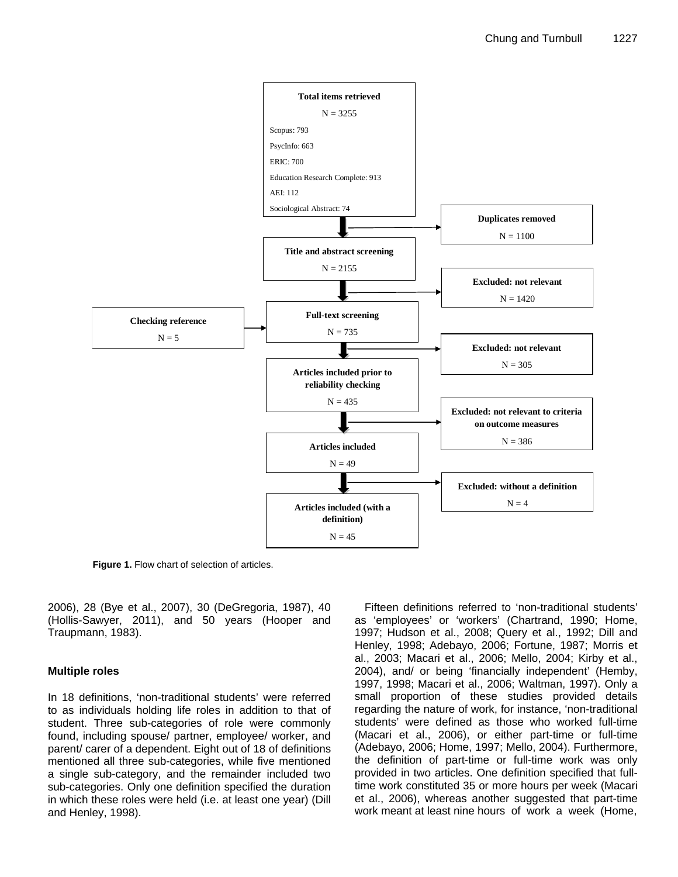**Total items retrieved**

N = 3255

Scopus: 793

PsycInfo: 663

ERIC: 700

Education Research Complete: 913

AEI: 112

Sociological Abstract: 74

**Duplicates removed**

N = 1100

**Title and abstract screening**

N = 2155

**Excluded: not relevant**

N = 1420

**Checking reference**

N = 5

**Full-text screening**

N = 735

**Excluded: not relevant**

N = 305

**Articles included prior to reliability checking**

N = 435

**Excluded: not relevant to criteria on outcome measures**

N = 386

**Articles included**

N = 49

**Excluded: without a definition**

N = 4

**Articles included (with a definition)**

N = 45

**Figure 1.** Flow chart of selection of articles.

2006), 28 (Bye et al., 2007), 30 (DeGregoria, 1987), 40 (Hollis-Sawyer, 2011), and 50 years (Hooper and Traupmann, 1983).

### Multiple roles

In 18 definitions, 'non-traditional students' were referred to as individuals holding life roles in addition to that of student. Three sub-categories of role were commonly found, including spouse/ partner, employee/ worker, and parent/ carer of a dependent. Eight out of 18 of definitions mentioned all three sub-categories, while five mentioned a single sub-category, and the remainder included two sub-categories. Only one definition specified the duration in which these roles were held (i.e. at least one year) (Dill and Henley, 1998).

Fifteen definitions referred to 'non-traditional students' as 'employees' or 'workers' (Chartrand, 1990; Home, 1997; Hudson et al., 2008; Query et al., 1992; Dill and Henley, 1998; Adebayo, 2006; Fortune, 1987; Morris et al., 2003; Macari et al., 2006; Mello, 2004; Kirby et al., 2004), and/ or being 'financially independent' (Hemby, 1997, 1998; Macari et al., 2006; Waltman, 1997). Only a small proportion of these studies provided details regarding the nature of work, for instance, 'non-traditional students' were defined as those who worked full-time (Macari et al., 2006), or either part-time or full-time (Adebayo, 2006; Home, 1997; Mello, 2004). Furthermore, the definition of part-time or full-time work was only provided in two articles. One definition specified that full-time work constituted 35 or more hours per week (Macari et al., 2006), whereas another suggested that part-time work meant at least nine hours of work a week (Home,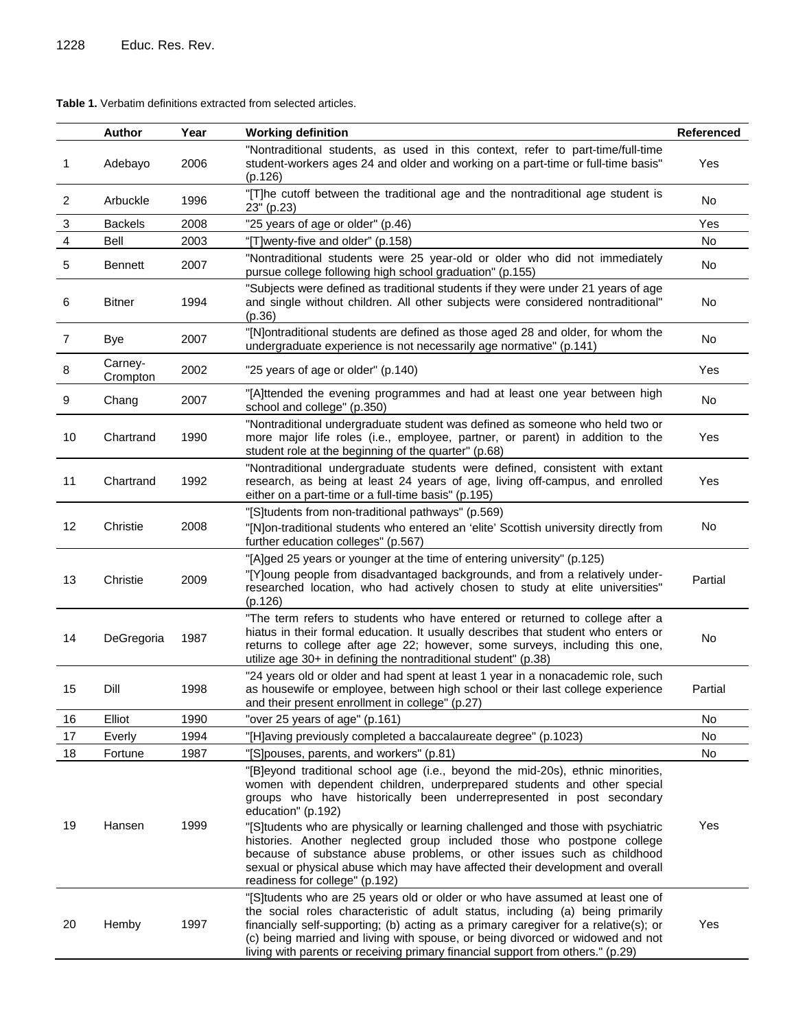**Table 1.** Verbatim definitions extracted from selected articles.

| | Author | Year | Working definition | Referenced |
|---|---|---|---|---|
| 1 | Adebayo | 2006 | "Nontraditional students, as used in this context, refer to part-time/full-time student-workers ages 24 and older and working on a part-time or full-time basis" (p.126) | Yes |
| 2 | Arbuckle | 1996 | "[T]he cutoff between the traditional age and the nontraditional age student is 23" (p.23) | No |
| 3 | Backels | 2008 | "25 years of age or older" (p.46) | Yes |
| 4 | Bell | 2003 | "[T]wenty-five and older" (p.158) | No |
| 5 | Bennett | 2007 | "Nontraditional students were 25 year-old or older who did not immediately pursue college following high school graduation" (p.155) | No |
| 6 | Bitner | 1994 | "Subjects were defined as traditional students if they were under 21 years of age and single without children. All other subjects were considered nontraditional" (p.36) | No |
| 7 | Bye | 2007 | "[N]ontraditional students are defined as those aged 28 and older, for whom the undergraduate experience is not necessarily age normative" (p.141) | No |
| 8 | Carney-Crompton | 2002 | "25 years of age or older" (p.140) | Yes |
| 9 | Chang | 2007 | "[A]ttended the evening programmes and had at least one year between high school and college" (p.350) | No |
| 10 | Chartrand | 1990 | "Nontraditional undergraduate student was defined as someone who held two or more major life roles (i.e., employee, partner, or parent) in addition to the student role at the beginning of the quarter" (p.68) | Yes |
| 11 | Chartrand | 1992 | "Nontraditional undergraduate students were defined, consistent with extant research, as being at least 24 years of age, living off-campus, and enrolled either on a part-time or a full-time basis" (p.195) | Yes |
| 12 | Christie | 2008 | "[S]tudents from non-traditional pathways" (p.569)<br>"[N]on-traditional students who entered an 'elite' Scottish university directly from further education colleges" (p.567) | No |
| 13 | Christie | 2009 | "[A]ged 25 years or younger at the time of entering university" (p.125)<br>"[Y]oung people from disadvantaged backgrounds, and from a relatively under-researched location, who had actively chosen to study at elite universities" (p.126) | Partial |
| 14 | DeGregoria | 1987 | "The term refers to students who have entered or returned to college after a hiatus in their formal education. It usually describes that student who enters or returns to college after age 22; however, some surveys, including this one, utilize age 30+ in defining the nontraditional student" (p.38) | No |
| 15 | Dill | 1998 | "24 years old or older and had spent at least 1 year in a nonacademic role, such as housewife or employee, between high school or their last college experience and their present enrollment in college" (p.27) | Partial |
| 16 | Elliot | 1990 | "over 25 years of age" (p.161) | No |
| 17 | Everly | 1994 | "[H]aving previously completed a baccalaureate degree" (p.1023) | No |
| 18 | Fortune | 1987 | "[S]pouses, parents, and workers" (p.81) | No |
| 19 | Hansen | 1999 | "[B]eyond traditional school age (i.e., beyond the mid-20s), ethnic minorities, women with dependent children, underprepared students and other special groups who have historically been underrepresented in post secondary education" (p.192)<br>"[S]tudents who are physically or learning challenged and those with psychiatric histories. Another neglected group included those who postpone college because of substance abuse problems, or other issues such as childhood sexual or physical abuse which may have affected their development and overall readiness for college" (p.192) | Yes |
| 20 | Hemby | 1997 | "[S]tudents who are 25 years old or older or who have assumed at least one of the social roles characteristic of adult status, including (a) being primarily financially self-supporting; (b) acting as a primary caregiver for a relative(s); or (c) being married and living with spouse, or being divorced or widowed and not living with parents or receiving primary financial support from others." (p.29) | Yes |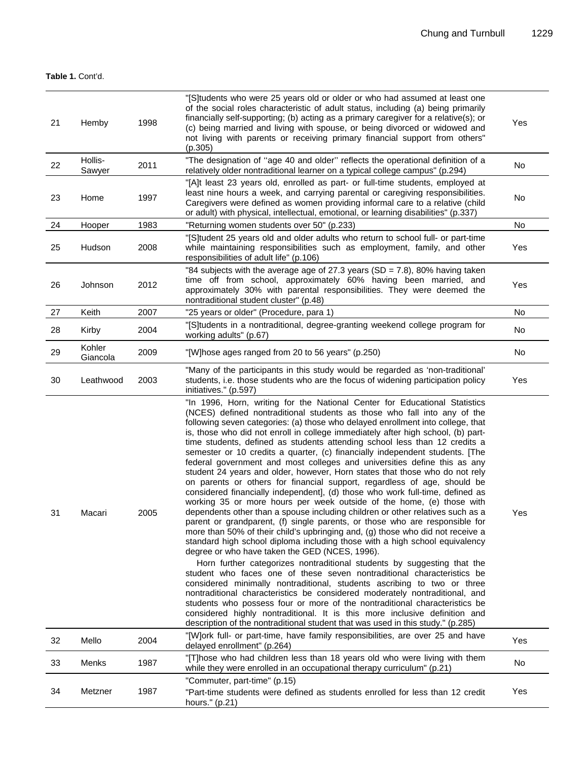**Table 1.** Cont'd.

| | | | | |
|---|---|---|---|---|
| 21 | Hemby | 1998 | "[S]tudents who were 25 years old or older or who had assumed at least one of the social roles characteristic of adult status, including (a) being primarily financially self-supporting; (b) acting as a primary caregiver for a relative(s); or (c) being married and living with spouse, or being divorced or widowed and not living with parents or receiving primary financial support from others" (p.305) | Yes |
| 22 | Hollis-Sawyer | 2011 | "The designation of ''age 40 and older'' reflects the operational definition of a relatively older nontraditional learner on a typical college campus" (p.294) | No |
| 23 | Home | 1997 | "[A]t least 23 years old, enrolled as part- or full-time students, employed at least nine hours a week, and carrying parental or caregiving responsibilities. Caregivers were defined as women providing informal care to a relative (child or adult) with physical, intellectual, emotional, or learning disabilities" (p.337) | No |
| 24 | Hooper | 1983 | "Returning women students over 50" (p.233) | No |
| 25 | Hudson | 2008 | "[S]tudent 25 years old and older adults who return to school full- or part-time while maintaining responsibilities such as employment, family, and other responsibilities of adult life" (p.106) | Yes |
| 26 | Johnson | 2012 | "84 subjects with the average age of 27.3 years (SD = 7.8), 80% having taken time off from school, approximately 60% having been married, and approximately 30% with parental responsibilities. They were deemed the nontraditional student cluster" (p.48) | Yes |
| 27 | Keith | 2007 | "25 years or older" (Procedure, para 1) | No |
| 28 | Kirby | 2004 | "[S]tudents in a nontraditional, degree-granting weekend college program for working adults" (p.67) | No |
| 29 | Kohler Giancola | 2009 | "[W]hose ages ranged from 20 to 56 years" (p.250) | No |
| 30 | Leathwood | 2003 | "Many of the participants in this study would be regarded as 'non-traditional' students, i.e. those students who are the focus of widening participation policy initiatives." (p.597) | Yes |
| 31 | Macari | 2005 | "In 1996, Horn, writing for the National Center for Educational Statistics (NCES) defined nontraditional students as those who fall into any of the following seven categories: (a) those who delayed enrollment into college, that is, those who did not enroll in college immediately after high school, (b) part-time students, defined as students attending school less than 12 credits a semester or 10 credits a quarter, (c) financially independent students. [The federal government and most colleges and universities define this as any student 24 years and older, however, Horn states that those who do not rely on parents or others for financial support, regardless of age, should be considered financially independent], (d) those who work full-time, defined as working 35 or more hours per week outside of the home, (e) those with dependents other than a spouse including children or other relatives such as a parent or grandparent, (f) single parents, or those who are responsible for more than 50% of their child's upbringing and, (g) those who did not receive a standard high school diploma including those with a high school equivalency degree or who have taken the GED (NCES, 1996). Horn further categorizes nontraditional students by suggesting that the student who faces one of these seven nontraditional characteristics be considered minimally nontraditional, students ascribing to two or three nontraditional characteristics be considered moderately nontraditional, and students who possess four or more of the nontraditional characteristics be considered highly nontraditional. It is this more inclusive definition and description of the nontraditional student that was used in this study." (p.285) | Yes |
| 32 | Mello | 2004 | "[W]ork full- or part-time, have family responsibilities, are over 25 and have delayed enrollment" (p.264) | Yes |
| 33 | Menks | 1987 | "[T]hose who had children less than 18 years old who were living with them while they were enrolled in an occupational therapy curriculum" (p.21) | No |
| 34 | Metzner | 1987 | "Commuter, part-time" (p.15) "Part-time students were defined as students enrolled for less than 12 credit hours." (p.21) | Yes |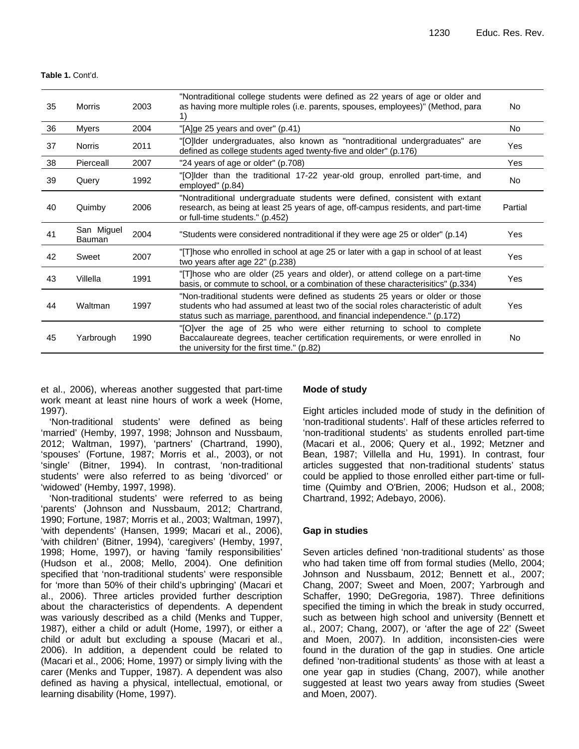**Table 1.** Cont'd.

| | | | | |
|---|---|---|---|---|
| 35 | Morris | 2003 | "Nontraditional college students were defined as 22 years of age or older and as having more multiple roles (i.e. parents, spouses, employees)" (Method, para 1) | No |
| 36 | Myers | 2004 | "[A]ge 25 years and over" (p.41) | No |
| 37 | Norris | 2011 | "[O]lder undergraduates, also known as "nontraditional undergraduates" are defined as college students aged twenty-five and older" (p.176) | Yes |
| 38 | Pierceall | 2007 | "24 years of age or older" (p.708) | Yes |
| 39 | Query | 1992 | "[O]lder than the traditional 17-22 year-old group, enrolled part-time, and employed" (p.84) | No |
| 40 | Quimby | 2006 | "Nontraditional undergraduate students were defined, consistent with extant research, as being at least 25 years of age, off-campus residents, and part-time or full-time students." (p.452) | Partial |
| 41 | San Miguel Bauman | 2004 | "Students were considered nontraditional if they were age 25 or older" (p.14) | Yes |
| 42 | Sweet | 2007 | "[T]hose who enrolled in school at age 25 or later with a gap in school of at least two years after age 22" (p.238) | Yes |
| 43 | Villella | 1991 | "[T]hose who are older (25 years and older), or attend college on a part-time basis, or commute to school, or a combination of these characterisitics" (p.334) | Yes |
| 44 | Waltman | 1997 | "Non-traditional students were defined as students 25 years or older or those students who had assumed at least two of the social roles characteristic of adult status such as marriage, parenthood, and financial independence." (p.172) | Yes |
| 45 | Yarbrough | 1990 | "[O]ver the age of 25 who were either returning to school to complete Baccalaureate degrees, teacher certification requirements, or were enrolled in the university for the first time." (p.82) | No |

et al., 2006), whereas another suggested that part-time work meant at least nine hours of work a week (Home, 1997).

'Non-traditional students' were defined as being 'married' (Hemby, 1997, 1998; Johnson and Nussbaum, 2012; Waltman, 1997), 'partners' (Chartrand, 1990), 'spouses' (Fortune, 1987; Morris et al., 2003), or not 'single' (Bitner, 1994). In contrast, 'non-traditional students' were also referred to as being 'divorced' or 'widowed' (Hemby, 1997, 1998).

'Non-traditional students' were referred to as being 'parents' (Johnson and Nussbaum, 2012; Chartrand, 1990; Fortune, 1987; Morris et al., 2003; Waltman, 1997), 'with dependents' (Hansen, 1999; Macari et al., 2006), 'with children' (Bitner, 1994), 'caregivers' (Hemby, 1997, 1998; Home, 1997), or having 'family responsibilities' (Hudson et al., 2008; Mello, 2004). One definition specified that 'non-traditional students' were responsible for 'more than 50% of their child's upbringing' (Macari et al., 2006). Three articles provided further description about the characteristics of dependents. A dependent was variously described as a child (Menks and Tupper, 1987), either a child or adult (Home, 1997), or either a child or adult but excluding a spouse (Macari et al., 2006). In addition, a dependent could be related to (Macari et al., 2006; Home, 1997) or simply living with the carer (Menks and Tupper, 1987). A dependent was also defined as having a physical, intellectual, emotional, or learning disability (Home, 1997).

### Mode of study

Eight articles included mode of study in the definition of 'non-traditional students'. Half of these articles referred to 'non-traditional students' as students enrolled part-time (Macari et al., 2006; Query et al., 1992; Metzner and Bean, 1987; Villella and Hu, 1991). In contrast, four articles suggested that non-traditional students' status could be applied to those enrolled either part-time or full-time (Quimby and O'Brien, 2006; Hudson et al., 2008; Chartrand, 1992; Adebayo, 2006).

### Gap in studies

Seven articles defined 'non-traditional students' as those who had taken time off from formal studies (Mello, 2004; Johnson and Nussbaum, 2012; Bennett et al., 2007; Chang, 2007; Sweet and Moen, 2007; Yarbrough and Schaffer, 1990; DeGregoria, 1987). Three definitions specified the timing in which the break in study occurred, such as between high school and university (Bennett et al., 2007; Chang, 2007), or 'after the age of 22' (Sweet and Moen, 2007). In addition, inconsisten-cies were found in the duration of the gap in studies. One article defined 'non-traditional students' as those with at least a one year gap in studies (Chang, 2007), while another suggested at least two years away from studies (Sweet and Moen, 2007).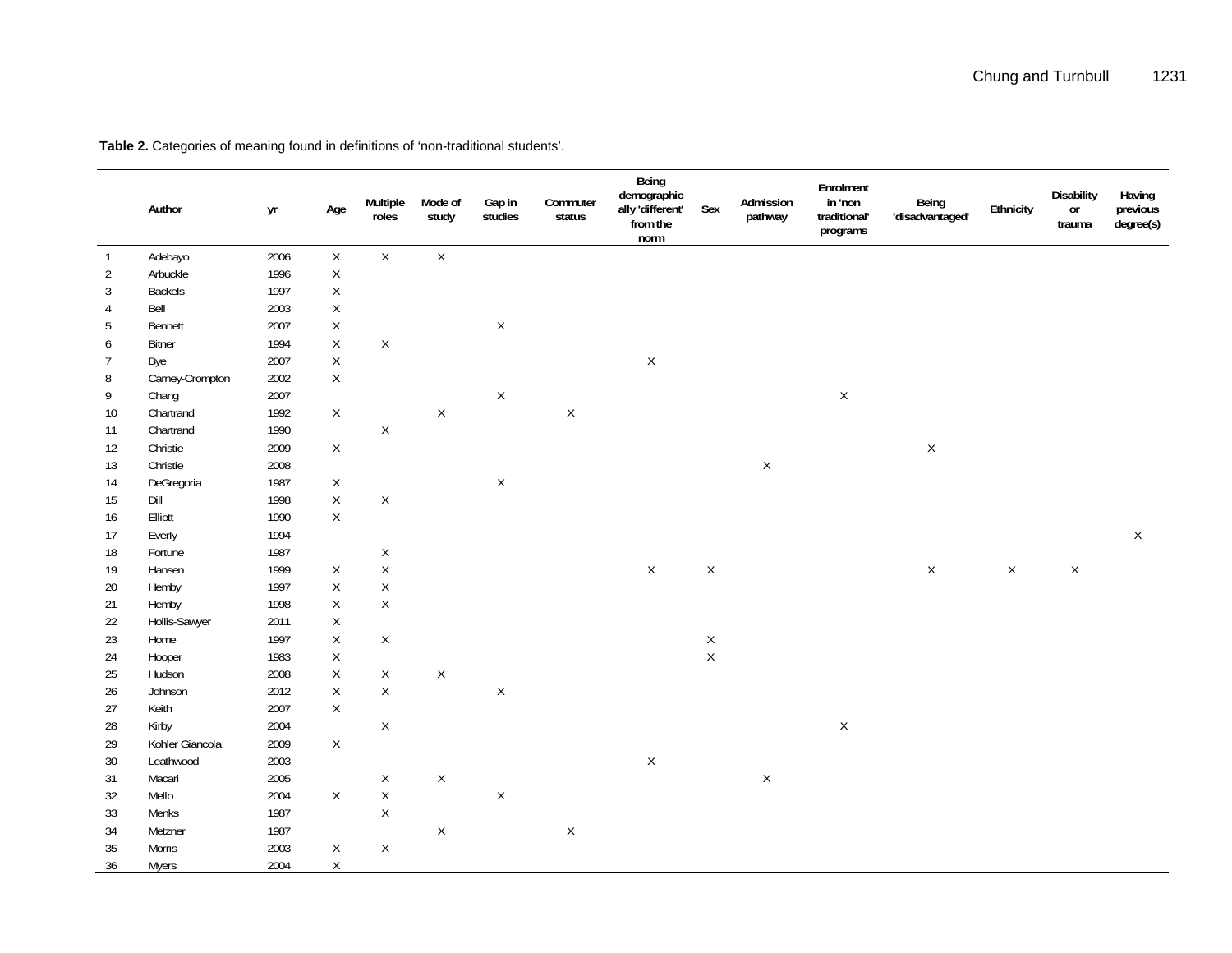**Table 2.** Categories of meaning found in definitions of 'non-traditional students'.

| | Author | yr | Age | Multiple roles | Mode of study | Gap in studies | Commuter status | Being demographically 'different' from the norm | Sex | Admission pathway | Enrolment in 'non traditional' programs | Being 'disadvantaged' | Ethnicity | Disability or trauma | Having previous degree(s) |
|---|---|---|---|---|---|---|---|---|---|---|---|---|---|---|---|
| 1 | Adebayo | 2006 | X | X | X | | | | | | | | | | |
| 2 | Arbuckle | 1996 | X | | | | | | | | | | | | |
| 3 | Backels | 1997 | X | | | | | | | | | | | | |
| 4 | Bell | 2003 | X | | | | | | | | | | | | |
| 5 | Bennett | 2007 | X | | | X | | | | | | | | | |
| 6 | Bitner | 1994 | X | X | | | | | | | | | | | |
| 7 | Bye | 2007 | X | | | | | X | | | | | | | |
| 8 | Carney-Crompton | 2002 | X | | | | | | | | | | | | |
| 9 | Chang | 2007 | | | | X | | | | | X | | | | |
| 10 | Chartrand | 1992 | X | | X | | X | | | | | | | | |
| 11 | Chartrand | 1990 | | X | | | | | | | | | | | |
| 12 | Christie | 2009 | X | | | | | | | | | X | | | |
| 13 | Christie | 2008 | | | | | | | | X | | | | | |
| 14 | DeGregoria | 1987 | X | | | X | | | | | | | | | |
| 15 | Dill | 1998 | X | X | | | | | | | | | | | |
| 16 | Elliott | 1990 | X | | | | | | | | | | | | |
| 17 | Everly | 1994 | | | | | | | | | | | | | X |
| 18 | Fortune | 1987 | | X | | | | | | | | | | | |
| 19 | Hansen | 1999 | X | X | | | | X | X | | | X | X | X | |
| 20 | Hemby | 1997 | X | X | | | | | | | | | | | |
| 21 | Hemby | 1998 | X | X | | | | | | | | | | | |
| 22 | Hollis-Sawyer | 2011 | X | | | | | | | | | | | | |
| 23 | Home | 1997 | X | X | | | | | X | | | | | | |
| 24 | Hooper | 1983 | X | | | | | | X | | | | | | |
| 25 | Hudson | 2008 | X | X | X | | | | | | | | | | |
| 26 | Johnson | 2012 | X | X | | X | | | | | | | | | |
| 27 | Keith | 2007 | X | | | | | | | | | | | | |
| 28 | Kirby | 2004 | | X | | | | | | | X | | | | |
| 29 | Kohler Giancola | 2009 | X | | | | | | | | | | | | |
| 30 | Leathwood | 2003 | | | | | | X | | | | | | | |
| 31 | Macari | 2005 | | X | X | | | | | X | | | | | |
| 32 | Mello | 2004 | X | X | | X | | | | | | | | | |
| 33 | Menks | 1987 | | X | | | | | | | | | | | |
| 34 | Metzner | 1987 | | | X | | X | | | | | | | | |
| 35 | Morris | 2003 | X | X | | | | | | | | | | | |
| 36 | Myers | 2004 | X | | | | | | | | | | | | |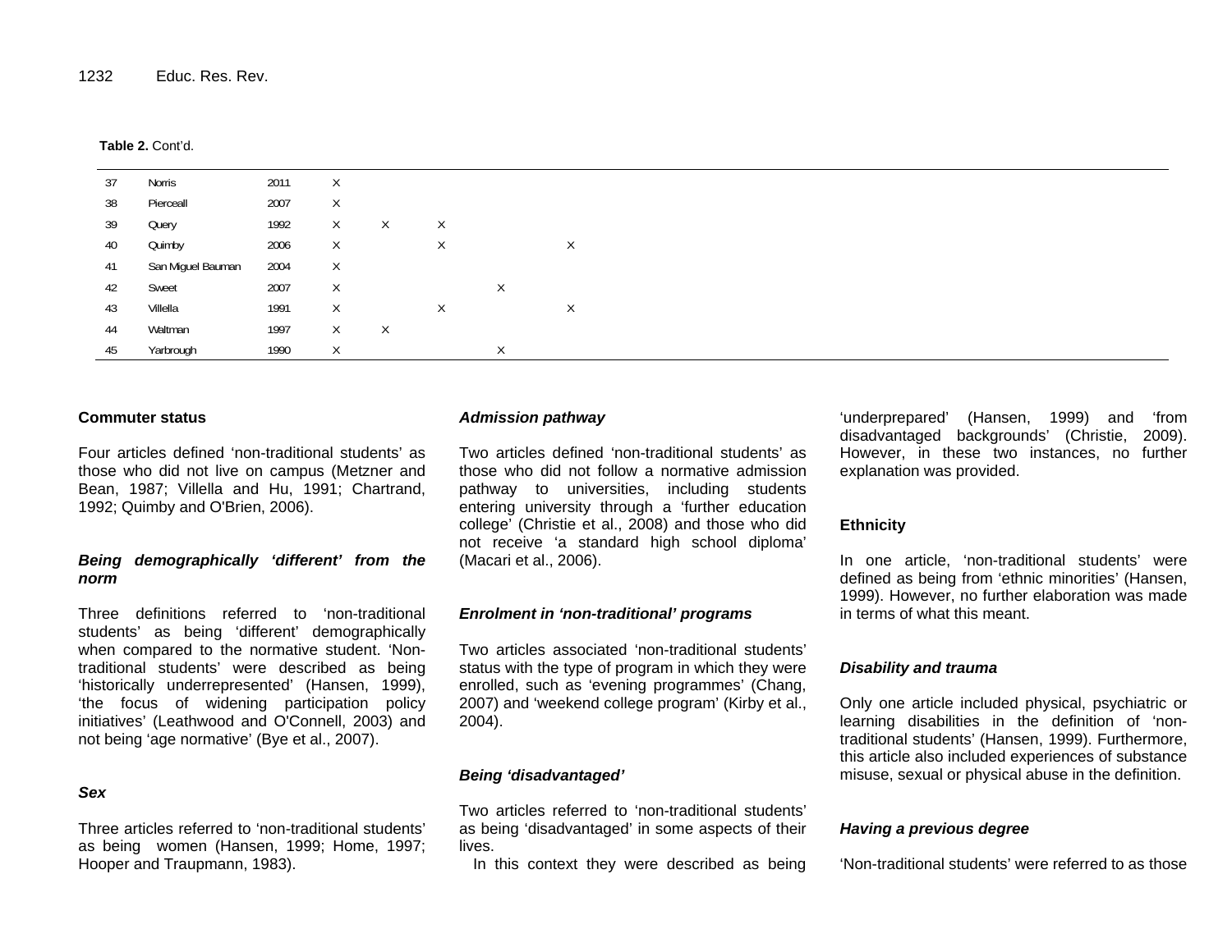**Table 2.** Cont'd.

| | | | | | | | |
|---|---|---|---|---|---|---|---|
| 37 | Norris | 2011 | X | | | | |
| 38 | Pierceall | 2007 | X | | | | |
| 39 | Query | 1992 | X | X | X | | |
| 40 | Quimby | 2006 | X | | X | | X |
| 41 | San Miguel Bauman | 2004 | X | | | | |
| 42 | Sweet | 2007 | X | | | X | |
| 43 | Villella | 1991 | X | | X | | X |
| 44 | Waltman | 1997 | X | X | | | |
| 45 | Yarbrough | 1990 | X | | | X | |

**Commuter status**

Four articles defined 'non-traditional students' as those who did not live on campus (Metzner and Bean, 1987; Villella and Hu, 1991; Chartrand, 1992; Quimby and O'Brien, 2006).

***Being demographically 'different' from the norm***

Three definitions referred to 'non-traditional students' as being 'different' demographically when compared to the normative student. 'Non-traditional students' were described as being 'historically underrepresented' (Hansen, 1999), 'the focus of widening participation policy initiatives' (Leathwood and O'Connell, 2003) and not being 'age normative' (Bye et al., 2007).

***Sex***

Three articles referred to 'non-traditional students' as being women (Hansen, 1999; Home, 1997; Hooper and Traupmann, 1983).

***Admission pathway***

Two articles defined 'non-traditional students' as those who did not follow a normative admission pathway to universities, including students entering university through a 'further education college' (Christie et al., 2008) and those who did not receive 'a standard high school diploma' (Macari et al., 2006).

***Enrolment in 'non-traditional' programs***

Two articles associated 'non-traditional students' status with the type of program in which they were enrolled, such as 'evening programmes' (Chang, 2007) and 'weekend college program' (Kirby et al., 2004).

***Being 'disadvantaged'***

Two articles referred to 'non-traditional students' as being 'disadvantaged' in some aspects of their lives.

In this context they were described as being 'underprepared' (Hansen, 1999) and 'from disadvantaged backgrounds' (Christie, 2009). However, in these two instances, no further explanation was provided.

**Ethnicity**

In one article, 'non-traditional students' were defined as being from 'ethnic minorities' (Hansen, 1999). However, no further elaboration was made in terms of what this meant.

***Disability and trauma***

Only one article included physical, psychiatric or learning disabilities in the definition of 'non-traditional students' (Hansen, 1999). Furthermore, this article also included experiences of substance misuse, sexual or physical abuse in the definition.

***Having a previous degree***

'Non-traditional students' were referred to as those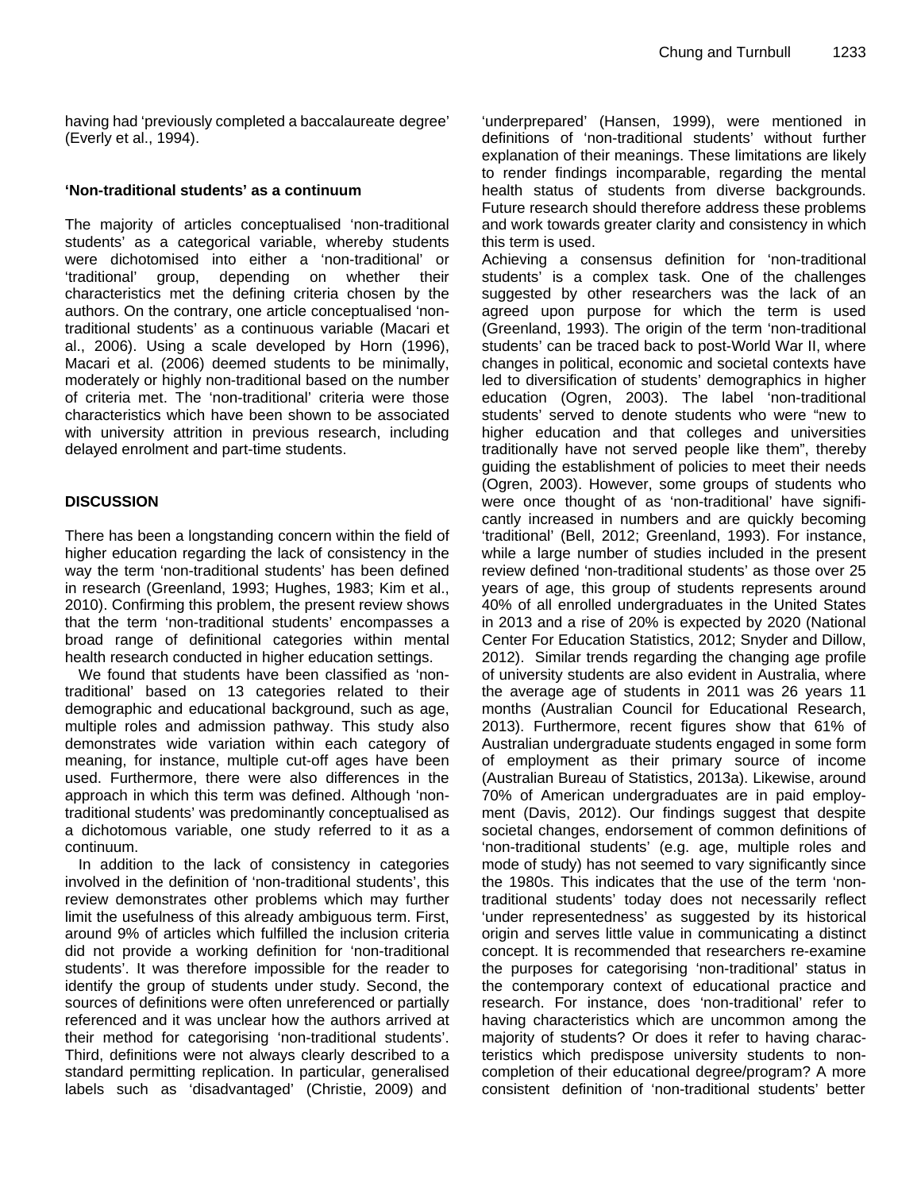having had 'previously completed a baccalaureate degree' (Everly et al., 1994).

### 'Non-traditional students' as a continuum

The majority of articles conceptualised 'non-traditional students' as a categorical variable, whereby students were dichotomised into either a 'non-traditional' or 'traditional' group, depending on whether their characteristics met the defining criteria chosen by the authors. On the contrary, one article conceptualised 'non-traditional students' as a continuous variable (Macari et al., 2006). Using a scale developed by Horn (1996), Macari et al. (2006) deemed students to be minimally, moderately or highly non-traditional based on the number of criteria met. The 'non-traditional' criteria were those characteristics which have been shown to be associated with university attrition in previous research, including delayed enrolment and part-time students.

## DISCUSSION

There has been a longstanding concern within the field of higher education regarding the lack of consistency in the way the term 'non-traditional students' has been defined in research (Greenland, 1993; Hughes, 1983; Kim et al., 2010). Confirming this problem, the present review shows that the term 'non-traditional students' encompasses a broad range of definitional categories within mental health research conducted in higher education settings.

We found that students have been classified as 'non-traditional' based on 13 categories related to their demographic and educational background, such as age, multiple roles and admission pathway. This study also demonstrates wide variation within each category of meaning, for instance, multiple cut-off ages have been used. Furthermore, there were also differences in the approach in which this term was defined. Although 'non-traditional students' was predominantly conceptualised as a dichotomous variable, one study referred to it as a continuum.

In addition to the lack of consistency in categories involved in the definition of 'non-traditional students', this review demonstrates other problems which may further limit the usefulness of this already ambiguous term. First, around 9% of articles which fulfilled the inclusion criteria did not provide a working definition for 'non-traditional students'. It was therefore impossible for the reader to identify the group of students under study. Second, the sources of definitions were often unreferenced or partially referenced and it was unclear how the authors arrived at their method for categorising 'non-traditional students'. Third, definitions were not always clearly described to a standard permitting replication. In particular, generalised labels such as 'disadvantaged' (Christie, 2009) and 'underprepared' (Hansen, 1999), were mentioned in definitions of 'non-traditional students' without further explanation of their meanings. These limitations are likely to render findings incomparable, regarding the mental health status of students from diverse backgrounds. Future research should therefore address these problems and work towards greater clarity and consistency in which this term is used.

Achieving a consensus definition for 'non-traditional students' is a complex task. One of the challenges suggested by other researchers was the lack of an agreed upon purpose for which the term is used (Greenland, 1993). The origin of the term 'non-traditional students' can be traced back to post-World War II, where changes in political, economic and societal contexts have led to diversification of students' demographics in higher education (Ogren, 2003). The label 'non-traditional students' served to denote students who were "new to higher education and that colleges and universities traditionally have not served people like them", thereby guiding the establishment of policies to meet their needs (Ogren, 2003). However, some groups of students who were once thought of as 'non-traditional' have significantly increased in numbers and are quickly becoming 'traditional' (Bell, 2012; Greenland, 1993). For instance, while a large number of studies included in the present review defined 'non-traditional students' as those over 25 years of age, this group of students represents around 40% of all enrolled undergraduates in the United States in 2013 and a rise of 20% is expected by 2020 (National Center For Education Statistics, 2012; Snyder and Dillow, 2012). Similar trends regarding the changing age profile of university students are also evident in Australia, where the average age of students in 2011 was 26 years 11 months (Australian Council for Educational Research, 2013). Furthermore, recent figures show that 61% of Australian undergraduate students engaged in some form of employment as their primary source of income (Australian Bureau of Statistics, 2013a). Likewise, around 70% of American undergraduates are in paid employment (Davis, 2012). Our findings suggest that despite societal changes, endorsement of common definitions of 'non-traditional students' (e.g. age, multiple roles and mode of study) has not seemed to vary significantly since the 1980s. This indicates that the use of the term 'non-traditional students' today does not necessarily reflect 'under representedness' as suggested by its historical origin and serves little value in communicating a distinct concept. It is recommended that researchers re-examine the purposes for categorising 'non-traditional' status in the contemporary context of educational practice and research. For instance, does 'non-traditional' refer to having characteristics which are uncommon among the majority of students? Or does it refer to having characteristics which predispose university students to non-completion of their educational degree/program? A more consistent definition of 'non-traditional students' better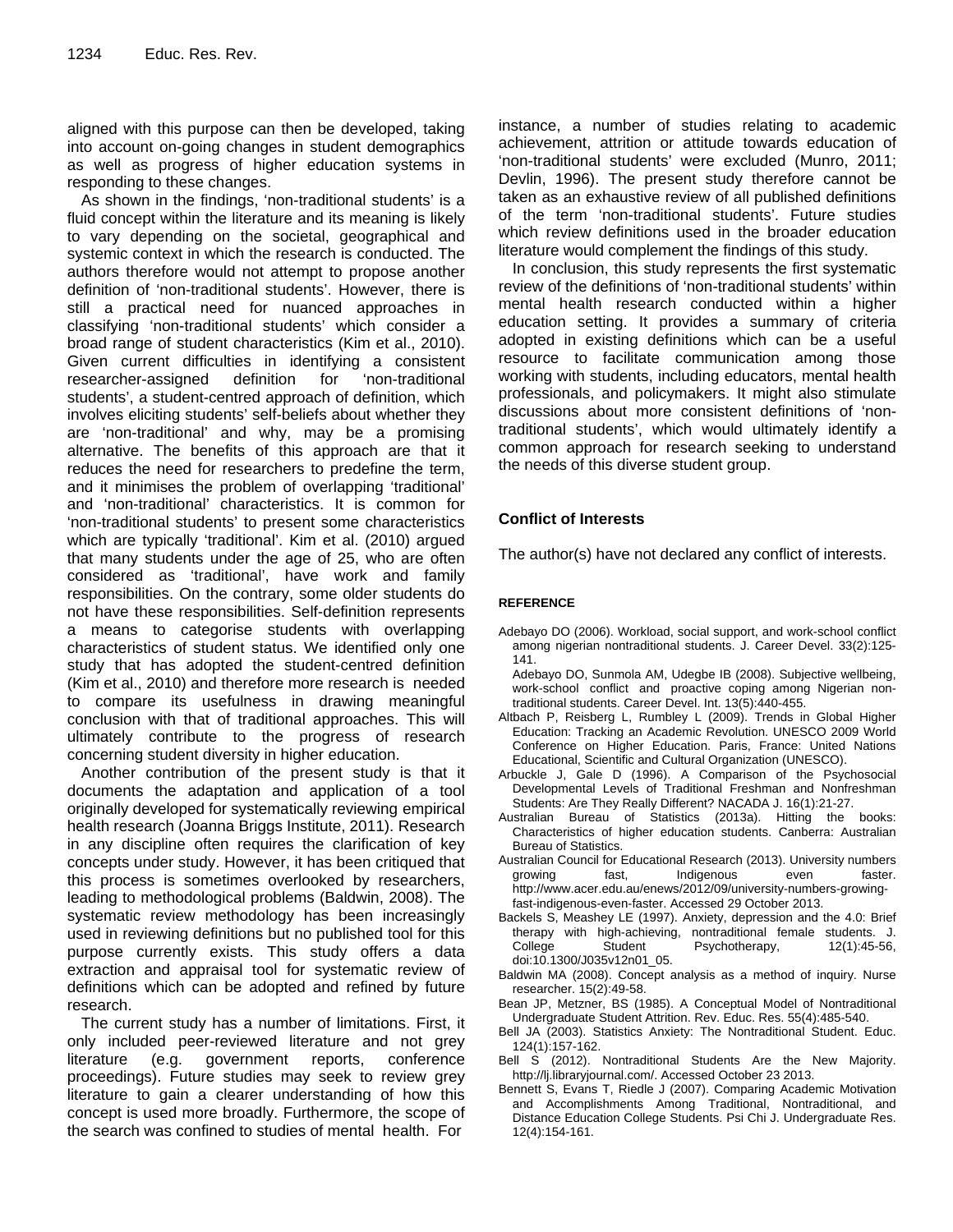aligned with this purpose can then be developed, taking into account on-going changes in student demographics as well as progress of higher education systems in responding to these changes.

As shown in the findings, 'non-traditional students' is a fluid concept within the literature and its meaning is likely to vary depending on the societal, geographical and systemic context in which the research is conducted. The authors therefore would not attempt to propose another definition of 'non-traditional students'. However, there is still a practical need for nuanced approaches in classifying 'non-traditional students' which consider a broad range of student characteristics (Kim et al., 2010). Given current difficulties in identifying a consistent researcher-assigned definition for 'non-traditional students', a student-centred approach of definition, which involves eliciting students' self-beliefs about whether they are 'non-traditional' and why, may be a promising alternative. The benefits of this approach are that it reduces the need for researchers to predefine the term, and it minimises the problem of overlapping 'traditional' and 'non-traditional' characteristics. It is common for 'non-traditional students' to present some characteristics which are typically 'traditional'. Kim et al. (2010) argued that many students under the age of 25, who are often considered as 'traditional', have work and family responsibilities. On the contrary, some older students do not have these responsibilities. Self-definition represents a means to categorise students with overlapping characteristics of student status. We identified only one study that has adopted the student-centred definition (Kim et al., 2010) and therefore more research is needed to compare its usefulness in drawing meaningful conclusion with that of traditional approaches. This will ultimately contribute to the progress of research concerning student diversity in higher education.

Another contribution of the present study is that it documents the adaptation and application of a tool originally developed for systematically reviewing empirical health research (Joanna Briggs Institute, 2011). Research in any discipline often requires the clarification of key concepts under study. However, it has been critiqued that this process is sometimes overlooked by researchers, leading to methodological problems (Baldwin, 2008). The systematic review methodology has been increasingly used in reviewing definitions but no published tool for this purpose currently exists. This study offers a data extraction and appraisal tool for systematic review of definitions which can be adopted and refined by future research.

The current study has a number of limitations. First, it only included peer-reviewed literature and not grey literature (e.g. government reports, conference proceedings). Future studies may seek to review grey literature to gain a clearer understanding of how this concept is used more broadly. Furthermore, the scope of the search was confined to studies of mental health. For instance, a number of studies relating to academic achievement, attrition or attitude towards education of 'non-traditional students' were excluded (Munro, 2011; Devlin, 1996). The present study therefore cannot be taken as an exhaustive review of all published definitions of the term 'non-traditional students'. Future studies which review definitions used in the broader education literature would complement the findings of this study.

In conclusion, this study represents the first systematic review of the definitions of 'non-traditional students' within mental health research conducted within a higher education setting. It provides a summary of criteria adopted in existing definitions which can be a useful resource to facilitate communication among those working with students, including educators, mental health professionals, and policymakers. It might also stimulate discussions about more consistent definitions of 'non-traditional students', which would ultimately identify a common approach for research seeking to understand the needs of this diverse student group.

## Conflict of Interests

The author(s) have not declared any conflict of interests.

## REFERENCE

Adebayo DO (2006). Workload, social support, and work-school conflict among nigerian nontraditional students. J. Career Devel. 33(2):125-141.

Adebayo DO, Sunmola AM, Udegbe IB (2008). Subjective wellbeing, work-school conflict and proactive coping among Nigerian non-traditional students. Career Devel. Int. 13(5):440-455.

Altbach P, Reisberg L, Rumbley L (2009). Trends in Global Higher Education: Tracking an Academic Revolution. UNESCO 2009 World Conference on Higher Education. Paris, France: United Nations Educational, Scientific and Cultural Organization (UNESCO).

Arbuckle J, Gale D (1996). A Comparison of the Psychosocial Developmental Levels of Traditional Freshman and Nonfreshman Students: Are They Really Different? NACADA J. 16(1):21-27.

Australian Bureau of Statistics (2013a). Hitting the books: Characteristics of higher education students. Canberra: Australian Bureau of Statistics.

Australian Council for Educational Research (2013). University numbers growing fast, Indigenous even faster. http://www.acer.edu.au/enews/2012/09/university-numbers-growing-fast-indigenous-even-faster. Accessed 29 October 2013.

Backels S, Meashey LE (1997). Anxiety, depression and the 4.0: Brief therapy with high-achieving, nontraditional female students. J. College Student Psychotherapy, 12(1):45-56, doi:10.1300/J035v12n01_05.

Baldwin MA (2008). Concept analysis as a method of inquiry. Nurse researcher. 15(2):49-58.

Bean JP, Metzner, BS (1985). A Conceptual Model of Nontraditional Undergraduate Student Attrition. Rev. Educ. Res. 55(4):485-540.

Bell JA (2003). Statistics Anxiety: The Nontraditional Student. Educ. 124(1):157-162.

Bell S (2012). Nontraditional Students Are the New Majority. http://lj.libraryjournal.com/. Accessed October 23 2013.

Bennett S, Evans T, Riedle J (2007). Comparing Academic Motivation and Accomplishments Among Traditional, Nontraditional, and Distance Education College Students. Psi Chi J. Undergraduate Res. 12(4):154-161.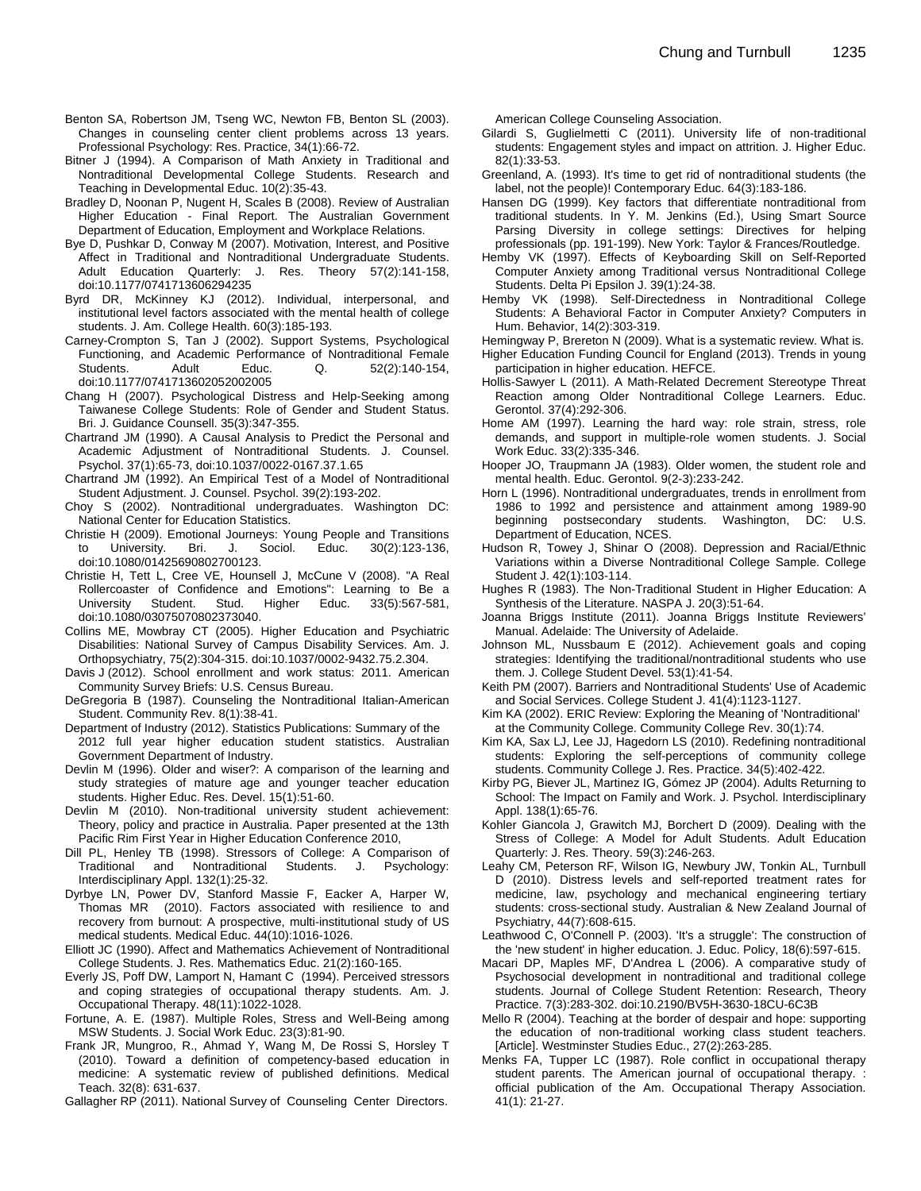Benton SA, Robertson JM, Tseng WC, Newton FB, Benton SL (2003). Changes in counseling center client problems across 13 years. Professional Psychology: Res. Practice, 34(1):66-72.

Bitner J (1994). A Comparison of Math Anxiety in Traditional and Nontraditional Developmental College Students. Research and Teaching in Developmental Educ. 10(2):35-43.

Bradley D, Noonan P, Nugent H, Scales B (2008). Review of Australian Higher Education - Final Report. The Australian Government Department of Education, Employment and Workplace Relations.

Bye D, Pushkar D, Conway M (2007). Motivation, Interest, and Positive Affect in Traditional and Nontraditional Undergraduate Students. Adult Education Quarterly: J. Res. Theory 57(2):141-158, doi:10.1177/0741713606294235

Byrd DR, McKinney KJ (2012). Individual, interpersonal, and institutional level factors associated with the mental health of college students. J. Am. College Health. 60(3):185-193.

Carney-Crompton S, Tan J (2002). Support Systems, Psychological Functioning, and Academic Performance of Nontraditional Female Students. Adult Educ. Q. 52(2):140-154, doi:10.1177/0741713602052002005

Chang H (2007). Psychological Distress and Help-Seeking among Taiwanese College Students: Role of Gender and Student Status. Bri. J. Guidance Counsell. 35(3):347-355.

Chartrand JM (1990). A Causal Analysis to Predict the Personal and Academic Adjustment of Nontraditional Students. J. Counsel. Psychol. 37(1):65-73, doi:10.1037/0022-0167.37.1.65

Chartrand JM (1992). An Empirical Test of a Model of Nontraditional Student Adjustment. J. Counsel. Psychol. 39(2):193-202.

Choy S (2002). Nontraditional undergraduates. Washington DC: National Center for Education Statistics.

Christie H (2009). Emotional Journeys: Young People and Transitions to University. Bri. J. Sociol. Educ. 30(2):123-136, doi:10.1080/01425690802700123.

Christie H, Tett L, Cree VE, Hounsell J, McCune V (2008). "A Real Rollercoaster of Confidence and Emotions": Learning to Be a University Student. Stud. Higher Educ. 33(5):567-581, doi:10.1080/03075070802373040.

Collins ME, Mowbray CT (2005). Higher Education and Psychiatric Disabilities: National Survey of Campus Disability Services. Am. J. Orthopsychiatry, 75(2):304-315. doi:10.1037/0002-9432.75.2.304.

Davis J (2012). School enrollment and work status: 2011. American Community Survey Briefs: U.S. Census Bureau.

DeGregoria B (1987). Counseling the Nontraditional Italian-American Student. Community Rev. 8(1):38-41.

Department of Industry (2012). Statistics Publications: Summary of the 2012 full year higher education student statistics. Australian Government Department of Industry.

Devlin M (1996). Older and wiser?: A comparison of the learning and study strategies of mature age and younger teacher education students. Higher Educ. Res. Devel. 15(1):51-60.

Devlin M (2010). Non-traditional university student achievement: Theory, policy and practice in Australia. Paper presented at the 13th Pacific Rim First Year in Higher Education Conference 2010,

Dill PL, Henley TB (1998). Stressors of College: A Comparison of Traditional and Nontraditional Students. J. Psychology: Interdisciplinary Appl. 132(1):25-32.

Dyrbye LN, Power DV, Stanford Massie F, Eacker A, Harper W, Thomas MR (2010). Factors associated with resilience to and recovery from burnout: A prospective, multi-institutional study of US medical students. Medical Educ. 44(10):1016-1026.

Elliott JC (1990). Affect and Mathematics Achievement of Nontraditional College Students. J. Res. Mathematics Educ. 21(2):160-165.

Everly JS, Poff DW, Lamport N, Hamant C (1994). Perceived stressors and coping strategies of occupational therapy students. Am. J. Occupational Therapy. 48(11):1022-1028.

Fortune, A. E. (1987). Multiple Roles, Stress and Well-Being among MSW Students. J. Social Work Educ. 23(3):81-90.

Frank JR, Mungroo, R., Ahmad Y, Wang M, De Rossi S, Horsley T (2010). Toward a definition of competency-based education in medicine: A systematic review of published definitions. Medical Teach. 32(8): 631-637.

Gallagher RP (2011). National Survey of Counseling Center Directors. American College Counseling Association.

Gilardi S, Guglielmetti C (2011). University life of non-traditional students: Engagement styles and impact on attrition. J. Higher Educ. 82(1):33-53.

Greenland, A. (1993). It's time to get rid of nontraditional students (the label, not the people)! Contemporary Educ. 64(3):183-186.

Hansen DG (1999). Key factors that differentiate nontraditional from traditional students. In Y. M. Jenkins (Ed.), Using Smart Source Parsing Diversity in college settings: Directives for helping professionals (pp. 191-199). New York: Taylor & Frances/Routledge.

Hemby VK (1997). Effects of Keyboarding Skill on Self-Reported Computer Anxiety among Traditional versus Nontraditional College Students. Delta Pi Epsilon J. 39(1):24-38.

Hemby VK (1998). Self-Directedness in Nontraditional College Students: A Behavioral Factor in Computer Anxiety? Computers in Hum. Behavior, 14(2):303-319.

Hemingway P, Brereton N (2009). What is a systematic review. What is.

Higher Education Funding Council for England (2013). Trends in young participation in higher education. HEFCE.

Hollis-Sawyer L (2011). A Math-Related Decrement Stereotype Threat Reaction among Older Nontraditional College Learners. Educ. Gerontol. 37(4):292-306.

Home AM (1997). Learning the hard way: role strain, stress, role demands, and support in multiple-role women students. J. Social Work Educ. 33(2):335-346.

Hooper JO, Traupmann JA (1983). Older women, the student role and mental health. Educ. Gerontol. 9(2-3):233-242.

Horn L (1996). Nontraditional undergraduates, trends in enrollment from 1986 to 1992 and persistence and attainment among 1989-90 beginning postsecondary students. Washington, DC: U.S. Department of Education, NCES.

Hudson R, Towey J, Shinar O (2008). Depression and Racial/Ethnic Variations within a Diverse Nontraditional College Sample. College Student J. 42(1):103-114.

Hughes R (1983). The Non-Traditional Student in Higher Education: A Synthesis of the Literature. NASPA J. 20(3):51-64.

Joanna Briggs Institute (2011). Joanna Briggs Institute Reviewers' Manual. Adelaide: The University of Adelaide.

Johnson ML, Nussbaum E (2012). Achievement goals and coping strategies: Identifying the traditional/nontraditional students who use them. J. College Student Devel. 53(1):41-54.

Keith PM (2007). Barriers and Nontraditional Students' Use of Academic and Social Services. College Student J. 41(4):1123-1127.

Kim KA (2002). ERIC Review: Exploring the Meaning of 'Nontraditional' at the Community College. Community College Rev. 30(1):74.

Kim KA, Sax LJ, Lee JJ, Hagedorn LS (2010). Redefining nontraditional students: Exploring the self-perceptions of community college students. Community College J. Res. Practice. 34(5):402-422.

Kirby PG, Biever JL, Martinez IG, Gómez JP (2004). Adults Returning to School: The Impact on Family and Work. J. Psychol. Interdisciplinary Appl. 138(1):65-76.

Kohler Giancola J, Grawitch MJ, Borchert D (2009). Dealing with the Stress of College: A Model for Adult Students. Adult Education Quarterly: J. Res. Theory. 59(3):246-263.

Leahy CM, Peterson RF, Wilson IG, Newbury JW, Tonkin AL, Turnbull D (2010). Distress levels and self-reported treatment rates for medicine, law, psychology and mechanical engineering tertiary students: cross-sectional study. Australian & New Zealand Journal of Psychiatry, 44(7):608-615.

Leathwood C, O'Connell P. (2003). 'It's a struggle': The construction of the 'new student' in higher education. J. Educ. Policy, 18(6):597-615.

Macari DP, Maples MF, D'Andrea L (2006). A comparative study of Psychosocial development in nontraditional and traditional college students. Journal of College Student Retention: Research, Theory Practice. 7(3):283-302. doi:10.2190/BV5H-3630-18CU-6C3B

Mello R (2004). Teaching at the border of despair and hope: supporting the education of non-traditional working class student teachers. [Article]. Westminster Studies Educ., 27(2):263-285.

Menks FA, Tupper LC (1987). Role conflict in occupational therapy student parents. The American journal of occupational therapy. : official publication of the Am. Occupational Therapy Association. 41(1): 21-27.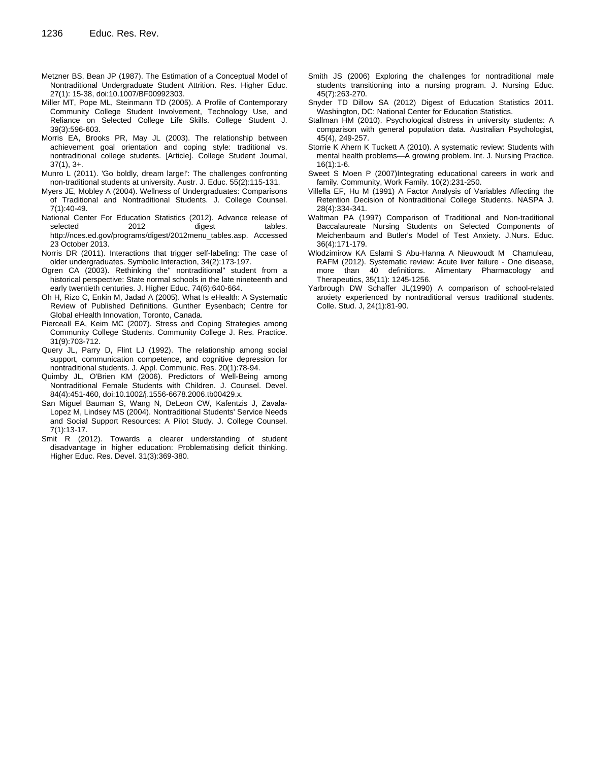Metzner BS, Bean JP (1987). The Estimation of a Conceptual Model of Nontraditional Undergraduate Student Attrition. Res. Higher Educ. 27(1): 15-38, doi:10.1007/BF00992303.

Miller MT, Pope ML, Steinmann TD (2005). A Profile of Contemporary Community College Student Involvement, Technology Use, and Reliance on Selected College Life Skills. College Student J. 39(3):596-603.

Morris EA, Brooks PR, May JL (2003). The relationship between achievement goal orientation and coping style: traditional vs. nontraditional college students. [Article]. College Student Journal, 37(1), 3+.

Munro L (2011). 'Go boldly, dream large!': The challenges confronting non-traditional students at university. Austr. J. Educ. 55(2):115-131.

Myers JE, Mobley A (2004). Wellness of Undergraduates: Comparisons of Traditional and Nontraditional Students. J. College Counsel. 7(1):40-49.

National Center For Education Statistics (2012). Advance release of selected 2012 digest tables. http://nces.ed.gov/programs/digest/2012menu_tables.asp. Accessed 23 October 2013.

Norris DR (2011). Interactions that trigger self-labeling: The case of older undergraduates. Symbolic Interaction, 34(2):173-197.

Ogren CA (2003). Rethinking the" nontraditional" student from a historical perspective: State normal schools in the late nineteenth and early twentieth centuries. J. Higher Educ. 74(6):640-664.

Oh H, Rizo C, Enkin M, Jadad A (2005). What Is eHealth: A Systematic Review of Published Definitions. Gunther Eysenbach; Centre for Global eHealth Innovation, Toronto, Canada.

Pierceall EA, Keim MC (2007). Stress and Coping Strategies among Community College Students. Community College J. Res. Practice. 31(9):703-712.

Query JL, Parry D, Flint LJ (1992). The relationship among social support, communication competence, and cognitive depression for nontraditional students. J. Appl. Communic. Res. 20(1):78-94.

Quimby JL, O'Brien KM (2006). Predictors of Well-Being among Nontraditional Female Students with Children. J. Counsel. Devel. 84(4):451-460, doi:10.1002/j.1556-6678.2006.tb00429.x.

San Miguel Bauman S, Wang N, DeLeon CW, Kafentzis J, Zavala-Lopez M, Lindsey MS (2004). Nontraditional Students' Service Needs and Social Support Resources: A Pilot Study. J. College Counsel. 7(1):13-17.

Smit R (2012). Towards a clearer understanding of student disadvantage in higher education: Problematising deficit thinking. Higher Educ. Res. Devel. 31(3):369-380.

Smith JS (2006) Exploring the challenges for nontraditional male students transitioning into a nursing program. J. Nursing Educ. 45(7):263-270.

Snyder TD Dillow SA (2012) Digest of Education Statistics 2011. Washington, DC: National Center for Education Statistics.

Stallman HM (2010). Psychological distress in university students: A comparison with general population data. Australian Psychologist, 45(4), 249-257.

Storrie K Ahern K Tuckett A (2010). A systematic review: Students with mental health problems—A growing problem. Int. J. Nursing Practice. 16(1):1-6.

Sweet S Moen P (2007)Integrating educational careers in work and family. Community, Work Family. 10(2):231-250.

Villella EF, Hu M (1991) A Factor Analysis of Variables Affecting the Retention Decision of Nontraditional College Students. NASPA J. 28(4):334-341.

Waltman PA (1997) Comparison of Traditional and Non-traditional Baccalaureate Nursing Students on Selected Components of Meichenbaum and Butler's Model of Test Anxiety. J.Nurs. Educ. 36(4):171-179.

Wlodzimirow KA Eslami S Abu-Hanna A Nieuwoudt M Chamuleau, RAFM (2012). Systematic review: Acute liver failure - One disease, more than 40 definitions. Alimentary Pharmacology and Therapeutics, 35(11): 1245-1256.

Yarbrough DW Schaffer JL(1990) A comparison of school-related anxiety experienced by nontraditional versus traditional students. Colle. Stud. J, 24(1):81-90.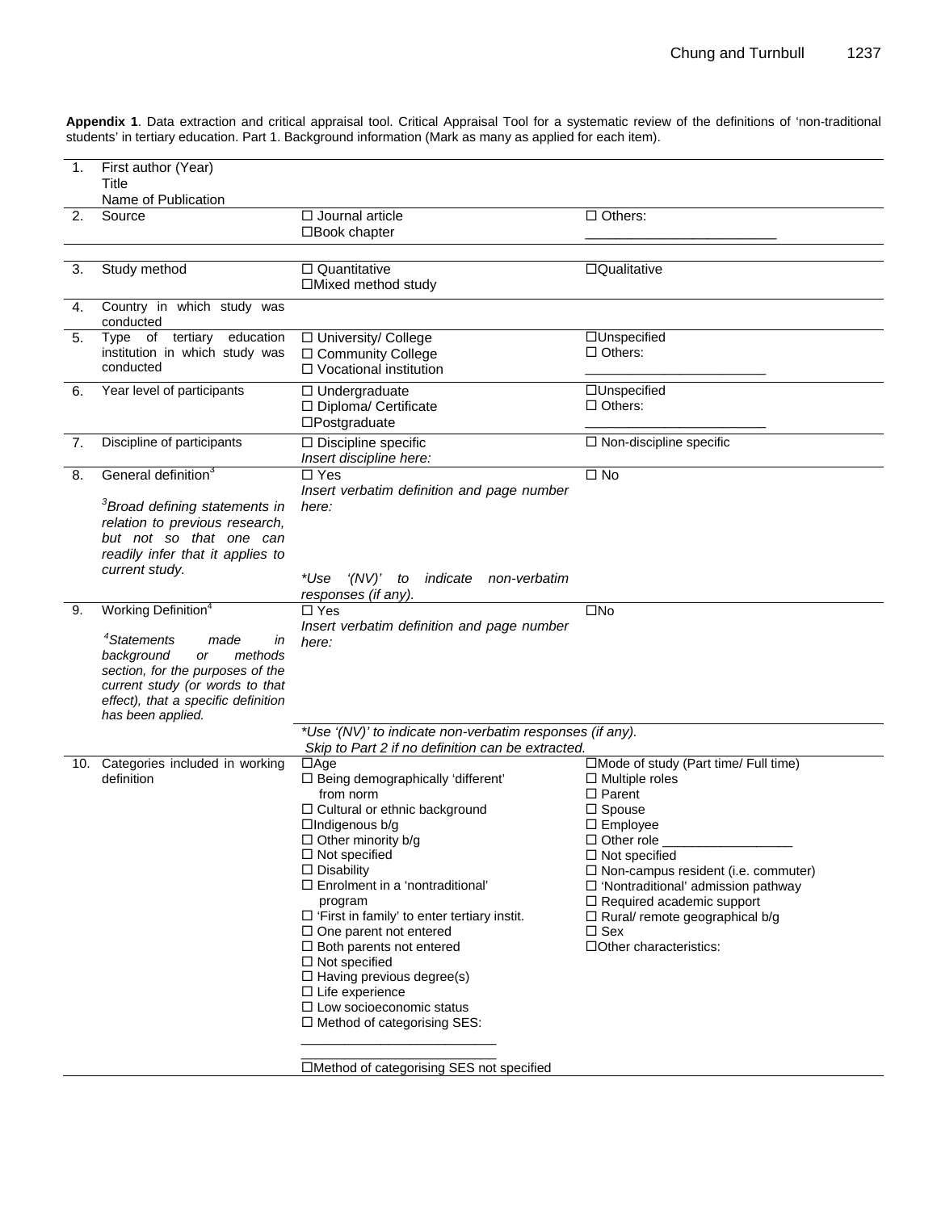**Appendix 1**. Data extraction and critical appraisal tool. Critical Appraisal Tool for a systematic review of the definitions of 'non-traditional students' in tertiary education. Part 1. Background information (Mark as many as applied for each item).

| | | | |
|---|---|---|---|
| 1. | First author (Year)<br>Title<br>Name of Publication | | |
| 2. | Source | ☐ Journal article<br>☐ Book chapter | ☐ Others: ___________________________ |
| 3. | Study method | ☐ Quantitative<br>☐ Mixed method study | ☐ Qualitative |
| 4. | Country in which study was conducted | | |
| 5. | Type of tertiary education institution in which study was conducted | ☐ University/ College<br>☐ Community College<br>☐ Vocational institution | ☐ Unspecified<br>☐ Others: ___________________________ |
| 6. | Year level of participants | ☐ Undergraduate<br>☐ Diploma/ Certificate<br>☐ Postgraduate | ☐ Unspecified<br>☐ Others: ___________________________ |
| 7. | Discipline of participants | ☐ Discipline specific<br>*Insert discipline here:* | ☐ Non-discipline specific |
| 8. | General definition[3]<br><br>*[3]Broad defining statements in relation to previous research, but not so that one can readily infer that it applies to current study.* | ☐ Yes<br>*Insert verbatim definition and page number here:*<br><br>*\*Use '(NV)' to indicate non-verbatim responses (if any).* | ☐ No |
| 9. | Working Definition[4]<br><br>*[4]Statements made in background or methods section, for the purposes of the current study (or words to that effect), that a specific definition has been applied.* | ☐ Yes<br>*Insert verbatim definition and page number here:*<br><br>*\*Use '(NV)' to indicate non-verbatim responses (if any). Skip to Part 2 if no definition can be extracted.* | ☐ No |
| 10. | Categories included in working definition | ☐ Age<br>☐ Being demographically 'different' from norm<br>☐ Cultural or ethnic background<br>☐ Indigenous b/g<br>☐ Other minority b/g<br>☐ Not specified<br>☐ Disability<br>☐ Enrolment in a 'nontraditional' program<br>☐ 'First in family' to enter tertiary instit.<br>☐ One parent not entered<br>☐ Both parents not entered<br>☐ Not specified<br>☐ Having previous degree(s)<br>☐ Life experience<br>☐ Low socioeconomic status<br>☐ Method of categorising SES: ___________________________ ___________________________<br>☐ Method of categorising SES not specified | ☐ Mode of study (Part time/ Full time)<br>☐ Multiple roles<br>☐ Parent<br>☐ Spouse<br>☐ Employee<br>☐ Other role ___________________<br>☐ Not specified<br>☐ Non-campus resident (i.e. commuter)<br>☐ 'Nontraditional' admission pathway<br>☐ Required academic support<br>☐ Rural/ remote geographical b/g<br>☐ Sex<br>☐ Other characteristics: |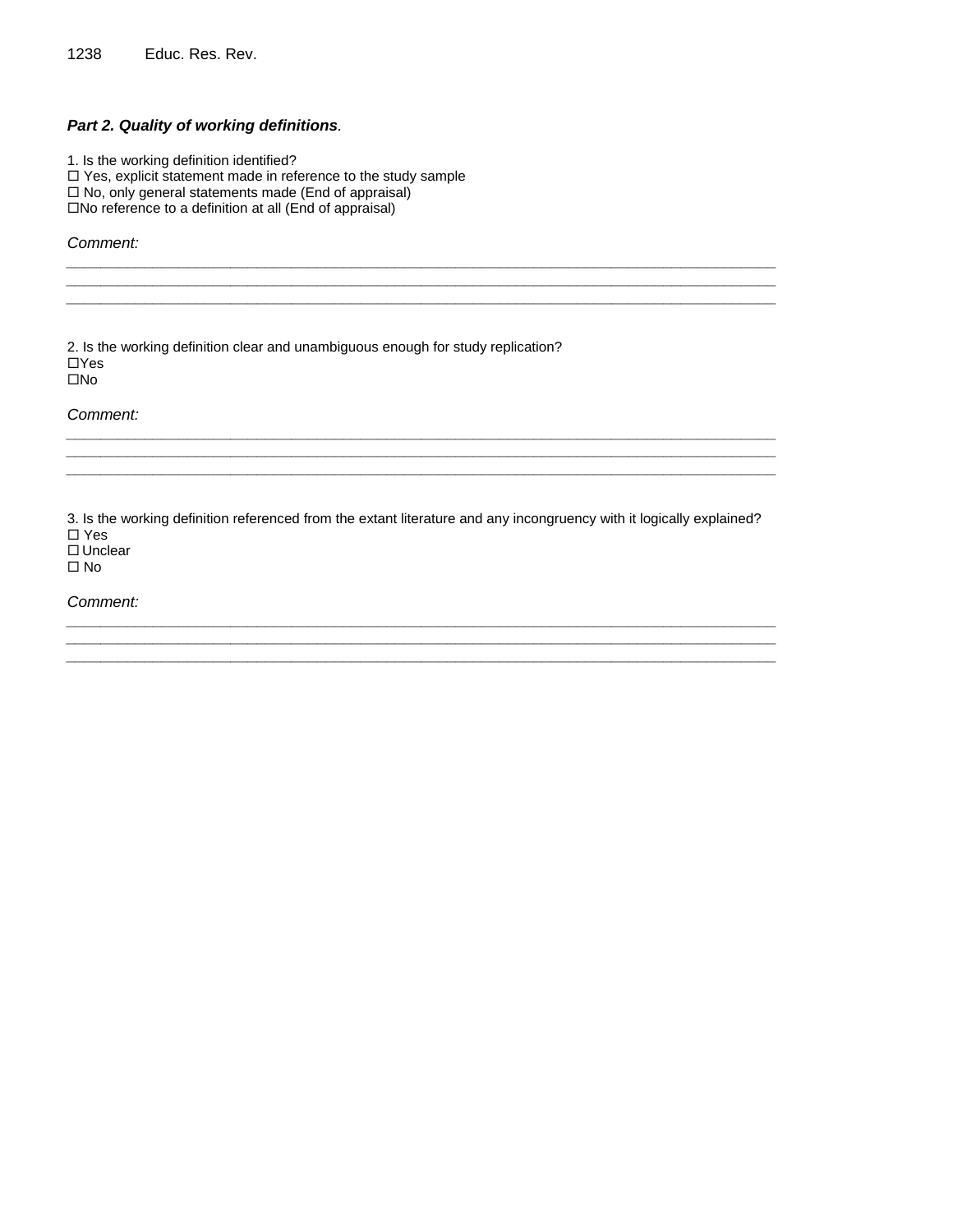***Part 2. Quality of working definitions***.

1. Is the working definition identified?

☐ Yes, explicit statement made in reference to the study sample
☐ No, only general statements made (End of appraisal)
☐No reference to a definition at all (End of appraisal)

*Comment:*

\_\_\_\_\_\_\_\_\_\_\_\_\_\_\_\_\_\_\_\_\_\_\_\_\_\_\_\_\_\_\_\_\_\_\_\_\_\_\_\_\_\_\_\_\_\_\_\_\_\_\_\_\_\_\_\_\_\_\_\_\_\_\_\_\_\_\_\_\_\_\_\_\_\_\_\_\_\_

\_\_\_\_\_\_\_\_\_\_\_\_\_\_\_\_\_\_\_\_\_\_\_\_\_\_\_\_\_\_\_\_\_\_\_\_\_\_\_\_\_\_\_\_\_\_\_\_\_\_\_\_\_\_\_\_\_\_\_\_\_\_\_\_\_\_\_\_\_\_\_\_\_\_\_\_\_\_

\_\_\_\_\_\_\_\_\_\_\_\_\_\_\_\_\_\_\_\_\_\_\_\_\_\_\_\_\_\_\_\_\_\_\_\_\_\_\_\_\_\_\_\_\_\_\_\_\_\_\_\_\_\_\_\_\_\_\_\_\_\_\_\_\_\_\_\_\_\_\_\_\_\_\_\_\_\_

2. Is the working definition clear and unambiguous enough for study replication?

☐Yes
☐No

*Comment:*

\_\_\_\_\_\_\_\_\_\_\_\_\_\_\_\_\_\_\_\_\_\_\_\_\_\_\_\_\_\_\_\_\_\_\_\_\_\_\_\_\_\_\_\_\_\_\_\_\_\_\_\_\_\_\_\_\_\_\_\_\_\_\_\_\_\_\_\_\_\_\_\_\_\_\_\_\_\_

\_\_\_\_\_\_\_\_\_\_\_\_\_\_\_\_\_\_\_\_\_\_\_\_\_\_\_\_\_\_\_\_\_\_\_\_\_\_\_\_\_\_\_\_\_\_\_\_\_\_\_\_\_\_\_\_\_\_\_\_\_\_\_\_\_\_\_\_\_\_\_\_\_\_\_\_\_\_

\_\_\_\_\_\_\_\_\_\_\_\_\_\_\_\_\_\_\_\_\_\_\_\_\_\_\_\_\_\_\_\_\_\_\_\_\_\_\_\_\_\_\_\_\_\_\_\_\_\_\_\_\_\_\_\_\_\_\_\_\_\_\_\_\_\_\_\_\_\_\_\_\_\_\_\_\_\_

3. Is the working definition referenced from the extant literature and any incongruency with it logically explained?

☐ Yes
☐ Unclear
☐ No

*Comment:*

\_\_\_\_\_\_\_\_\_\_\_\_\_\_\_\_\_\_\_\_\_\_\_\_\_\_\_\_\_\_\_\_\_\_\_\_\_\_\_\_\_\_\_\_\_\_\_\_\_\_\_\_\_\_\_\_\_\_\_\_\_\_\_\_\_\_\_\_\_\_\_\_\_\_\_\_\_\_

\_\_\_\_\_\_\_\_\_\_\_\_\_\_\_\_\_\_\_\_\_\_\_\_\_\_\_\_\_\_\_\_\_\_\_\_\_\_\_\_\_\_\_\_\_\_\_\_\_\_\_\_\_\_\_\_\_\_\_\_\_\_\_\_\_\_\_\_\_\_\_\_\_\_\_\_\_\_

\_\_\_\_\_\_\_\_\_\_\_\_\_\_\_\_\_\_\_\_\_\_\_\_\_\_\_\_\_\_\_\_\_\_\_\_\_\_\_\_\_\_\_\_\_\_\_\_\_\_\_\_\_\_\_\_\_\_\_\_\_\_\_\_\_\_\_\_\_\_\_\_\_\_\_\_\_\_